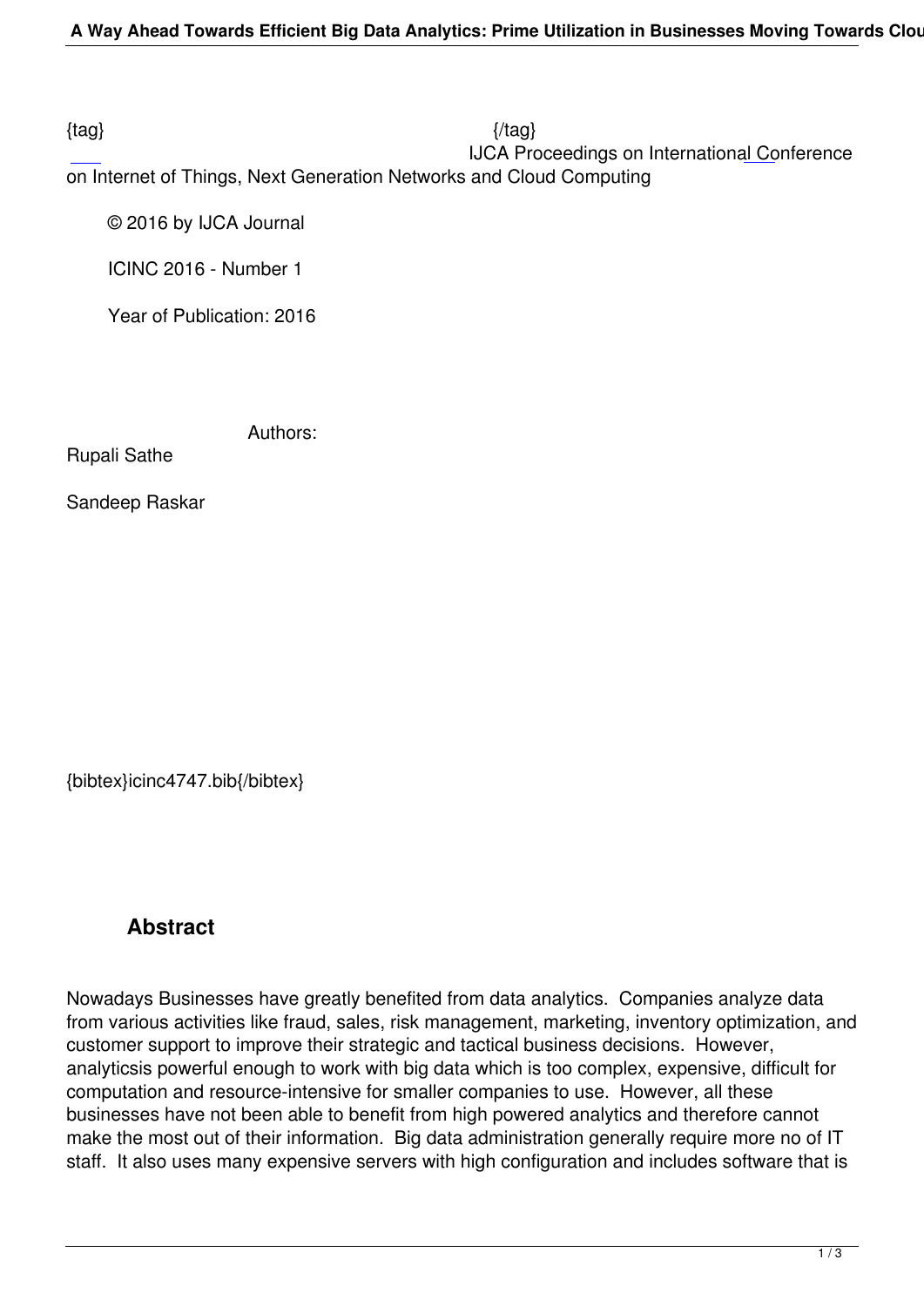{tag} {/tag}
IJCA Proceedings on International Conference on Internet of Things, Next Generation Networks and Cloud Computing

© 2016 by IJCA Journal

ICINC 2016 - Number 1

Year of Publication: 2016

Authors:

Rupali Sathe

Sandeep Raskar

{bibtex}icinc4747.bib{/bibtex}

## Abstract

Nowadays Businesses have greatly benefited from data analytics. Companies analyze data from various activities like fraud, sales, risk management, marketing, inventory optimization, and customer support to improve their strategic and tactical business decisions. However, analyticsis powerful enough to work with big data which is too complex, expensive, difficult for computation and resource-intensive for smaller companies to use. However, all these businesses have not been able to benefit from high powered analytics and therefore cannot make the most out of their information. Big data administration generally require more no of IT staff. It also uses many expensive servers with high configuration and includes software that is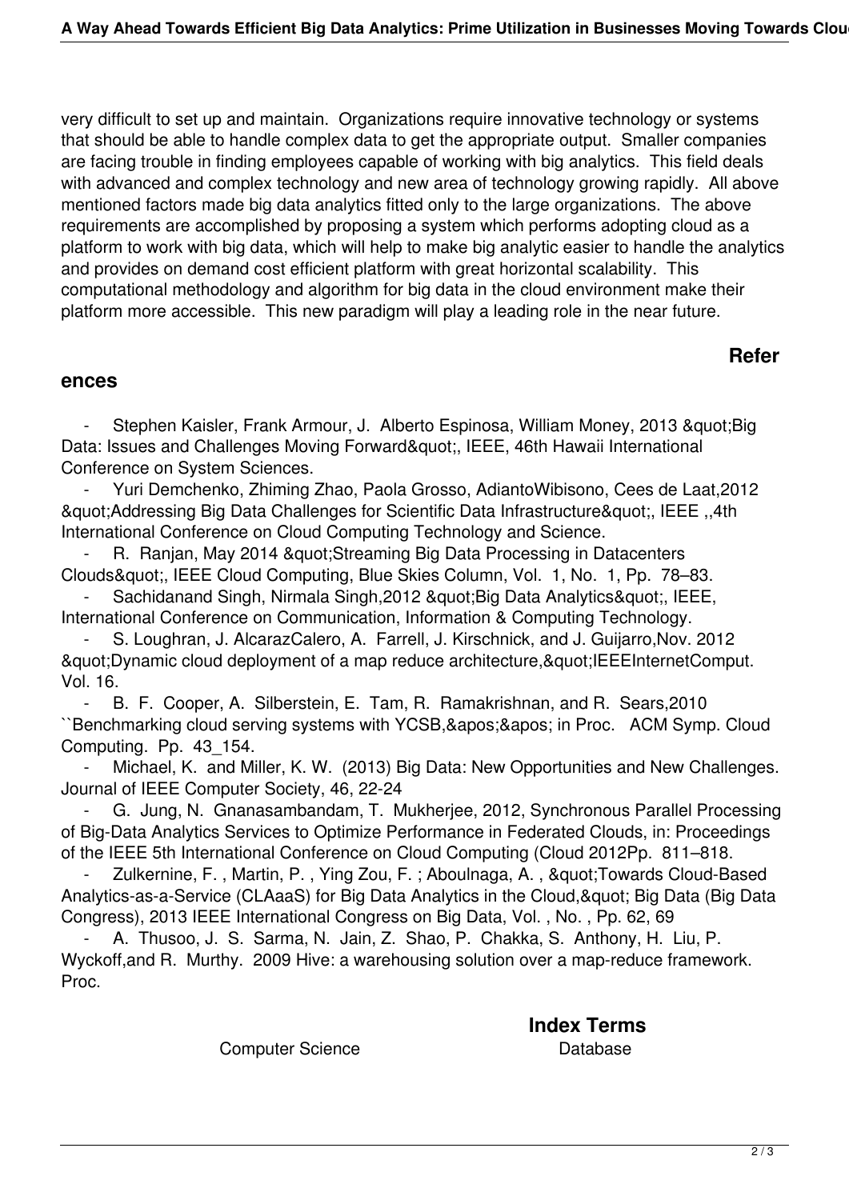very difficult to set up and maintain. Organizations require innovative technology or systems that should be able to handle complex data to get the appropriate output. Smaller companies are facing trouble in finding employees capable of working with big analytics. This field deals with advanced and complex technology and new area of technology growing rapidly. All above mentioned factors made big data analytics fitted only to the large organizations. The above requirements are accomplished by proposing a system which performs adopting cloud as a platform to work with big data, which will help to make big analytic easier to handle the analytics and provides on demand cost efficient platform with great horizontal scalability. This computational methodology and algorithm for big data in the cloud environment make their platform more accessible. This new paradigm will play a leading role in the near future.

## References

- Stephen Kaisler, Frank Armour, J. Alberto Espinosa, William Money, 2013 &quot;Big Data: Issues and Challenges Moving Forward&quot;, IEEE, 46th Hawaii International Conference on System Sciences.
- Yuri Demchenko, Zhiming Zhao, Paola Grosso, AdiantoWibisono, Cees de Laat,2012 &quot;Addressing Big Data Challenges for Scientific Data Infrastructure&quot;, IEEE ,,4th International Conference on Cloud Computing Technology and Science.
- R. Ranjan, May 2014 &quot;Streaming Big Data Processing in Datacenters Clouds&quot;, IEEE Cloud Computing, Blue Skies Column, Vol. 1, No. 1, Pp. 78–83.
- Sachidanand Singh, Nirmala Singh,2012 &quot;Big Data Analytics&quot;, IEEE, International Conference on Communication, Information & Computing Technology.
- S. Loughran, J. AlcarazCalero, A. Farrell, J. Kirschnick, and J. Guijarro,Nov. 2012 &quot;Dynamic cloud deployment of a map reduce architecture,&quot;IEEEInternetComput. Vol. 16.
- B. F. Cooper, A. Silberstein, E. Tam, R. Ramakrishnan, and R. Sears,2010 ``Benchmarking cloud serving systems with YCSB,&apos;&apos; in Proc. ACM Symp. Cloud Computing. Pp. 43_154.
- Michael, K. and Miller, K. W. (2013) Big Data: New Opportunities and New Challenges. Journal of IEEE Computer Society, 46, 22-24
- G. Jung, N. Gnanasambandam, T. Mukherjee, 2012, Synchronous Parallel Processing of Big-Data Analytics Services to Optimize Performance in Federated Clouds, in: Proceedings of the IEEE 5th International Conference on Cloud Computing (Cloud 2012Pp. 811–818.
- Zulkernine, F. , Martin, P. , Ying Zou, F. ; Aboulnaga, A. , &quot;Towards Cloud-Based Analytics-as-a-Service (CLAaaS) for Big Data Analytics in the Cloud,&quot; Big Data (Big Data Congress), 2013 IEEE International Congress on Big Data, Vol. , No. , Pp. 62, 69
- A. Thusoo, J. S. Sarma, N. Jain, Z. Shao, P. Chakka, S. Anthony, H. Liu, P. Wyckoff,and R. Murthy. 2009 Hive: a warehousing solution over a map-reduce framework. Proc.

## Index Terms

Computer Science

Database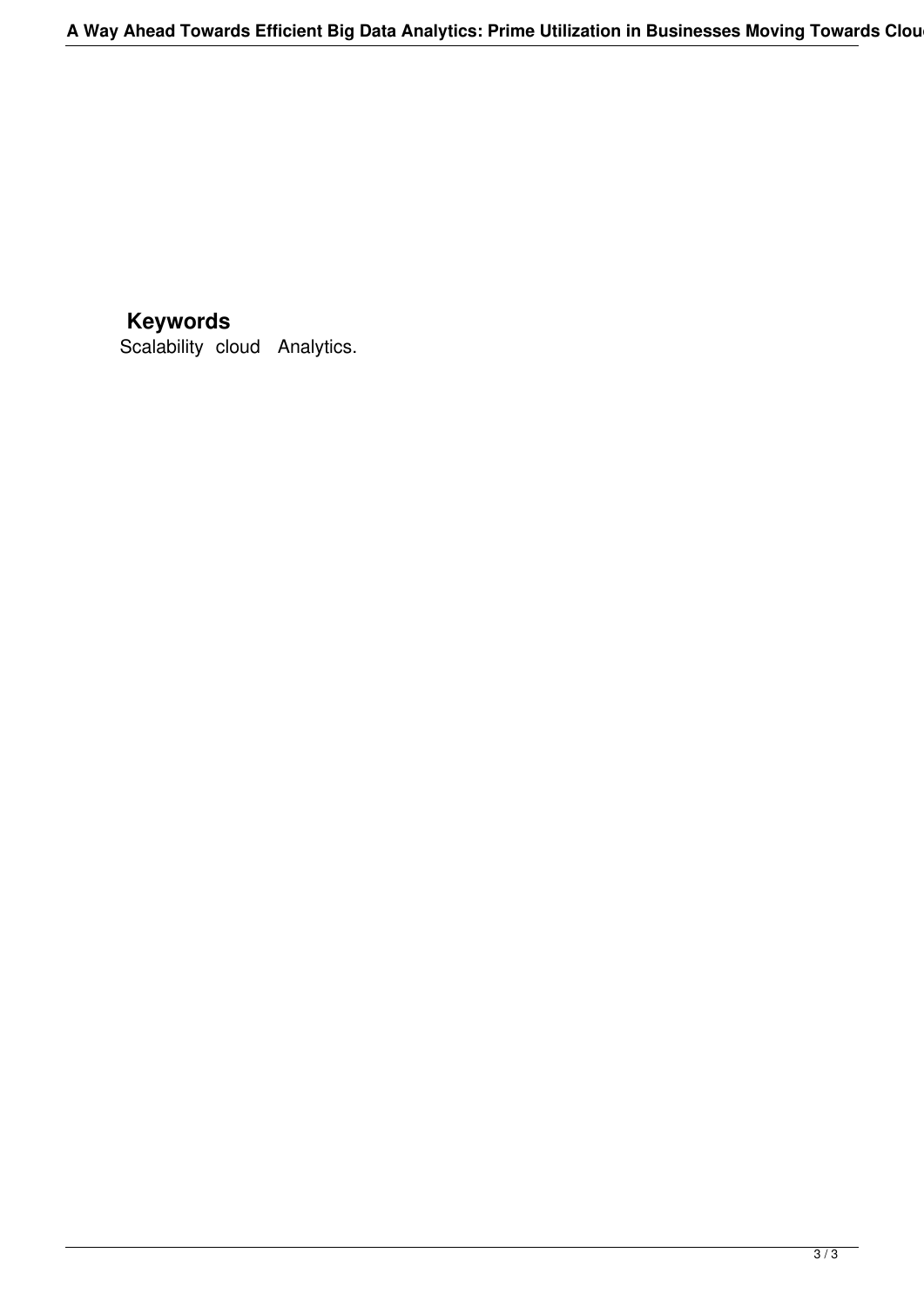## Keywords

Scalability cloud Analytics.